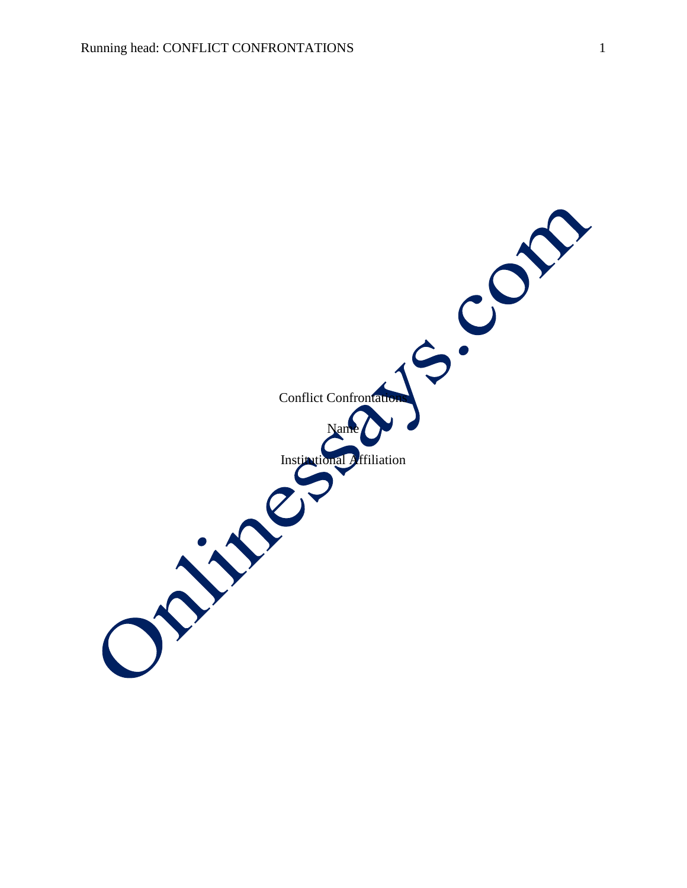Conflict Confrontations

Name

Institutional Affiliation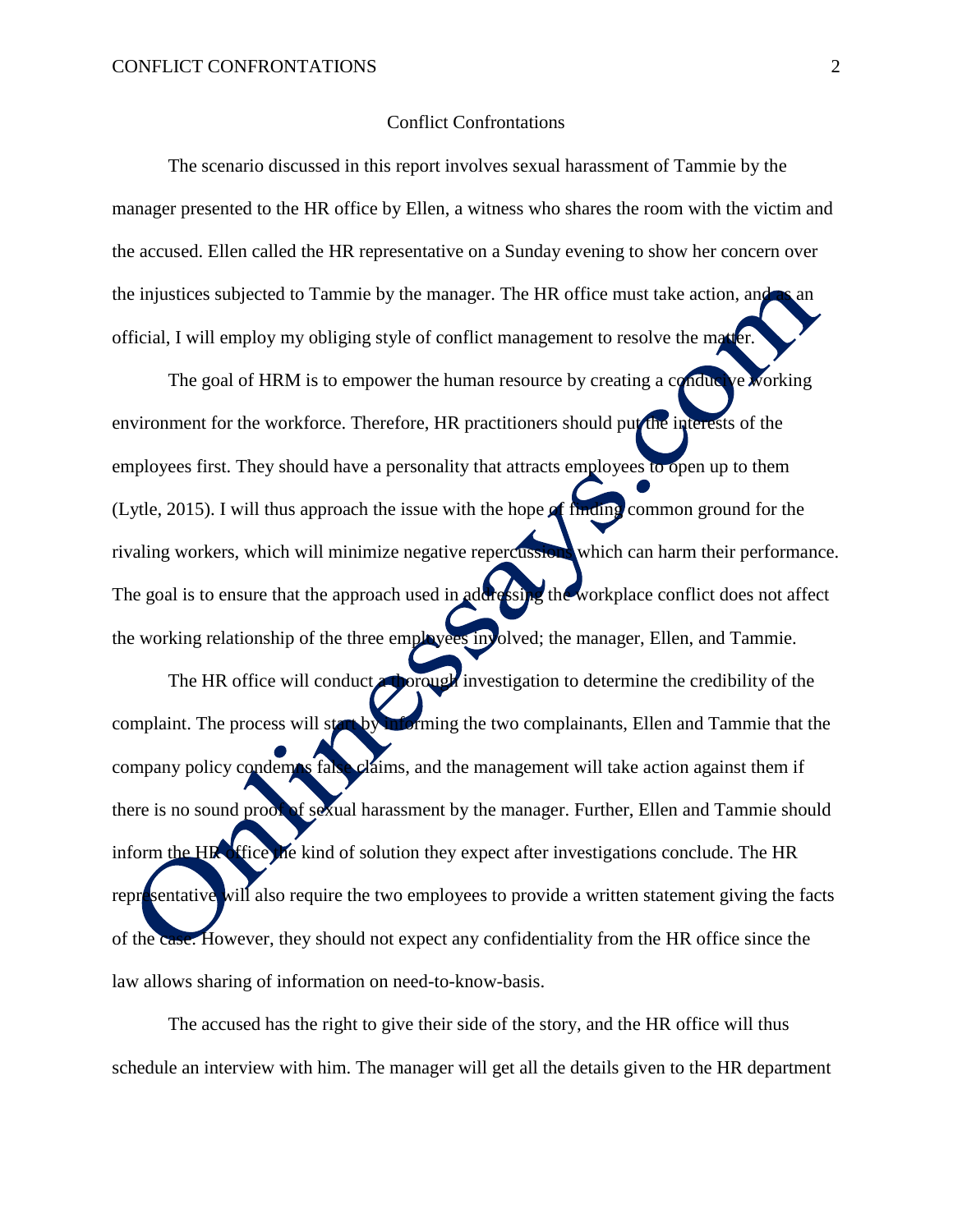# Conflict Confrontations

The scenario discussed in this report involves sexual harassment of Tammie by the manager presented to the HR office by Ellen, a witness who shares the room with the victim and the accused. Ellen called the HR representative on a Sunday evening to show her concern over the injustices subjected to Tammie by the manager. The HR office must take action, and as an official, I will employ my obliging style of conflict management to resolve the matter.

The goal of HRM is to empower the human resource by creating a conducive working environment for the workforce. Therefore, HR practitioners should put the interests of the employees first. They should have a personality that attracts employees to open up to them (Lytle, 2015). I will thus approach the issue with the hope of finding common ground for the rivaling workers, which will minimize negative repercussions which can harm their performance. The goal is to ensure that the approach used in addressing the workplace conflict does not affect the working relationship of the three employees involved; the manager, Ellen, and Tammie.

The HR office will conduct a thorough investigation to determine the credibility of the complaint. The process will start by informing the two complainants, Ellen and Tammie that the company policy condemns false claims, and the management will take action against them if there is no sound proof of sexual harassment by the manager. Further, Ellen and Tammie should inform the HR office the kind of solution they expect after investigations conclude. The HR representative will also require the two employees to provide a written statement giving the facts of the case. However, they should not expect any confidentiality from the HR office since the law allows sharing of information on need-to-know-basis.

The accused has the right to give their side of the story, and the HR office will thus schedule an interview with him. The manager will get all the details given to the HR department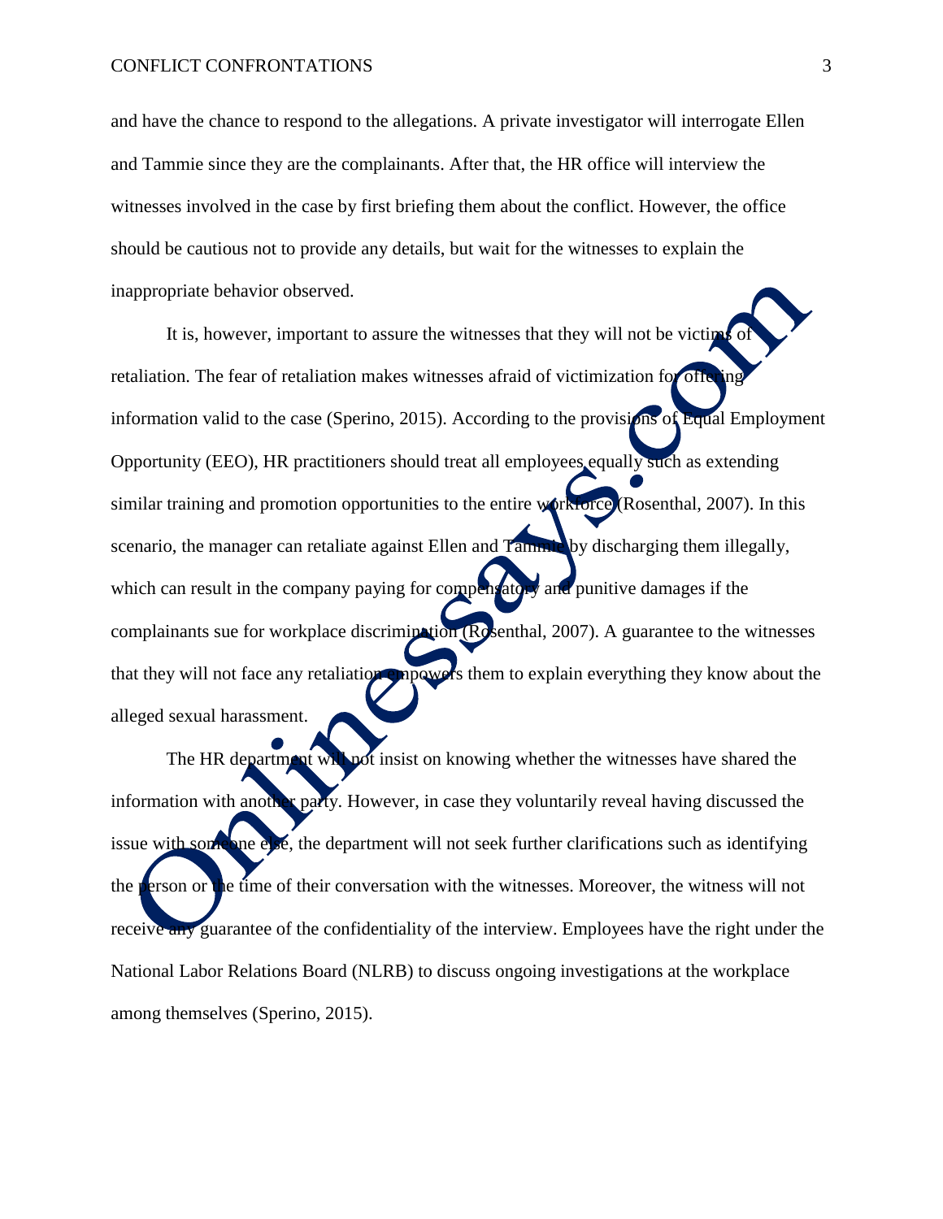and have the chance to respond to the allegations. A private investigator will interrogate Ellen and Tammie since they are the complainants. After that, the HR office will interview the witnesses involved in the case by first briefing them about the conflict. However, the office should be cautious not to provide any details, but wait for the witnesses to explain the inappropriate behavior observed.

It is, however, important to assure the witnesses that they will not be victims of retaliation. The fear of retaliation makes witnesses afraid of victimization for offering information valid to the case (Sperino, 2015). According to the provisions of Equal Employment Opportunity (EEO), HR practitioners should treat all employees equally such as extending similar training and promotion opportunities to the entire workforce (Rosenthal, 2007). In this scenario, the manager can retaliate against Ellen and Tammie by discharging them illegally, which can result in the company paying for compensatory and punitive damages if the complainants sue for workplace discrimination (Rosenthal, 2007). A guarantee to the witnesses that they will not face any retaliation empowers them to explain everything they know about the alleged sexual harassment.

The HR department will not insist on knowing whether the witnesses have shared the information with another party. However, in case they voluntarily reveal having discussed the issue with someone else, the department will not seek further clarifications such as identifying the person or the time of their conversation with the witnesses. Moreover, the witness will not receive any guarantee of the confidentiality of the interview. Employees have the right under the National Labor Relations Board (NLRB) to discuss ongoing investigations at the workplace among themselves (Sperino, 2015).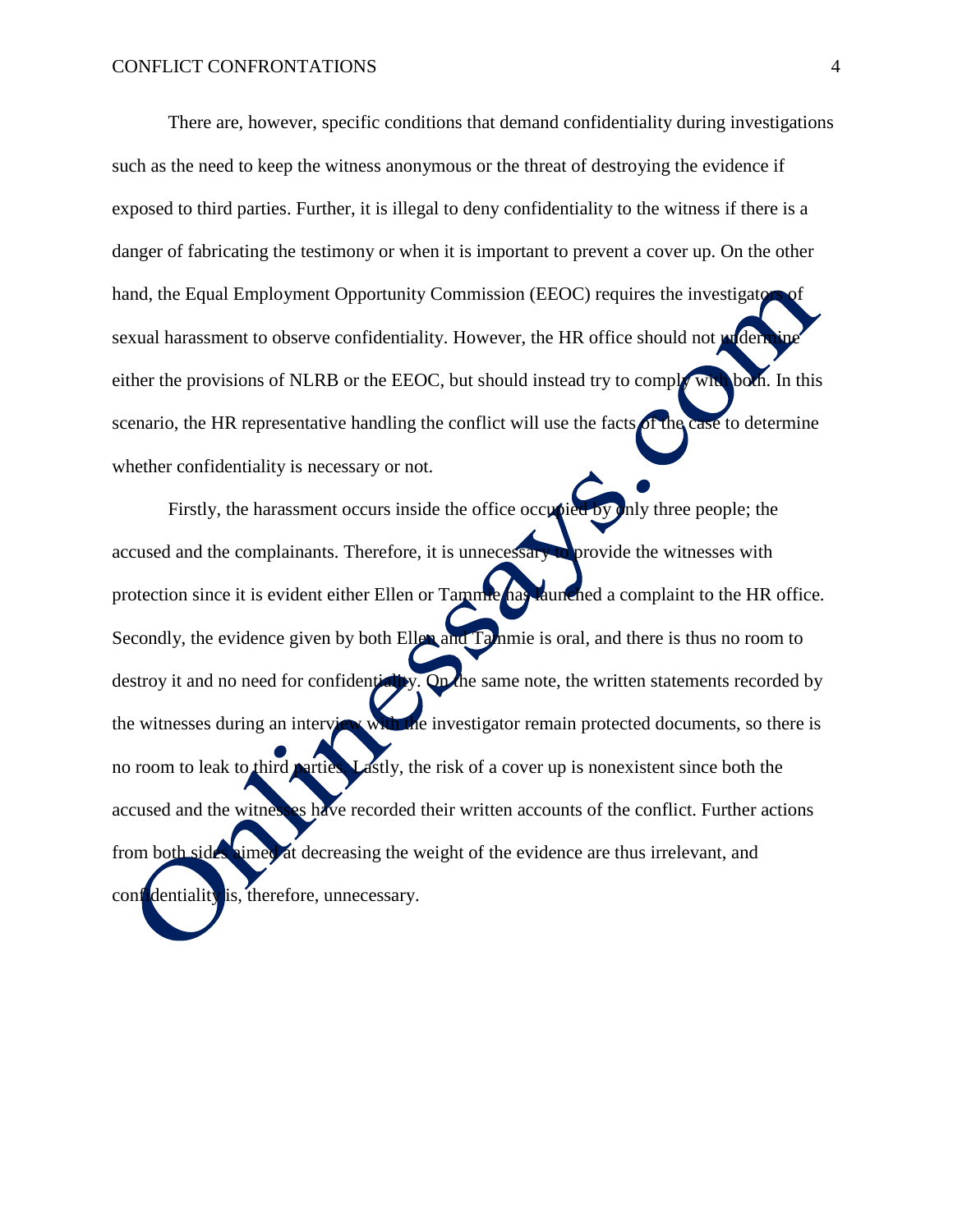There are, however, specific conditions that demand confidentiality during investigations such as the need to keep the witness anonymous or the threat of destroying the evidence if exposed to third parties. Further, it is illegal to deny confidentiality to the witness if there is a danger of fabricating the testimony or when it is important to prevent a cover up. On the other hand, the Equal Employment Opportunity Commission (EEOC) requires the investigators of sexual harassment to observe confidentiality. However, the HR office should not undermine either the provisions of NLRB or the EEOC, but should instead try to comply with both. In this scenario, the HR representative handling the conflict will use the facts of the case to determine whether confidentiality is necessary or not.

Firstly, the harassment occurs inside the office occupied by only three people; the accused and the complainants. Therefore, it is unnecessary to provide the witnesses with protection since it is evident either Ellen or Tammie has launched a complaint to the HR office. Secondly, the evidence given by both Ellen and Tammie is oral, and there is thus no room to destroy it and no need for confidentiality. On the same note, the written statements recorded by the witnesses during an interview with the investigator remain protected documents, so there is no room to leak to third parties. Lastly, the risk of a cover up is nonexistent since both the accused and the witnesses have recorded their written accounts of the conflict. Further actions from both sides aimed at decreasing the weight of the evidence are thus irrelevant, and confidentiality is, therefore, unnecessary.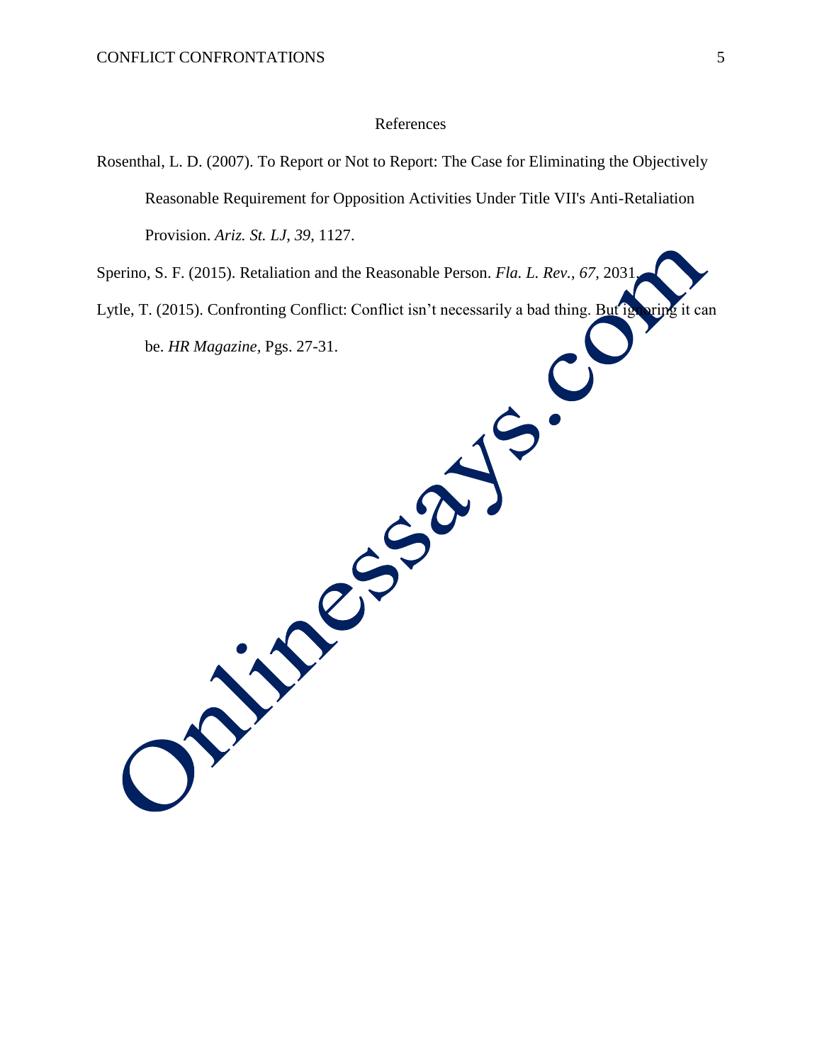# References

Rosenthal, L. D. (2007). To Report or Not to Report: The Case for Eliminating the Objectively Reasonable Requirement for Opposition Activities Under Title VII's Anti-Retaliation Provision. *Ariz. St. LJ*, *39*, 1127.

Sperino, S. F. (2015). Retaliation and the Reasonable Person. *Fla. L. Rev.*, *67*, 2031.

Lytle, T. (2015). Confronting Conflict: Conflict isn't necessarily a bad thing. But ignoring it can be. *HR Magazine*, Pgs. 27-31.